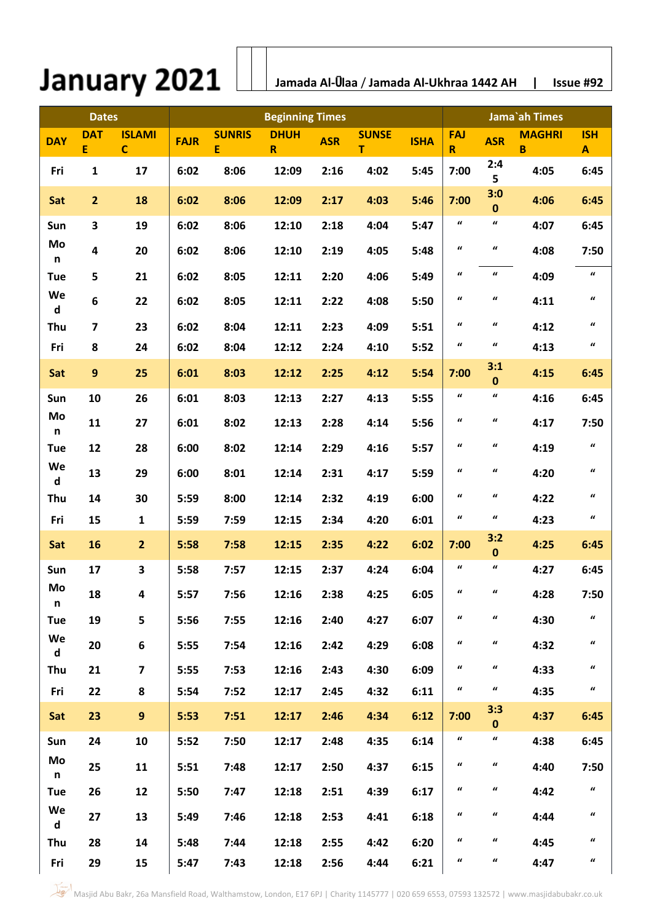# January 2021

**Jamada Al-Ūlaa / Jamada Al-Ukhraa 1442 AH | Issue #92**

| Dates | | | Beginning Times | | | | | | Jama`ah Times | | | |
|---|---|---|---|---|---|---|---|---|---|---|---|---|
| DAY | DATE | ISLAMIC | FAJR | SUNRISE | DHUHR | ASR | SUNSET | ISHA | FAJR | ASR | MAGHRIB | ISHA |
| Fri | 1 | 17 | 6:02 | 8:06 | 12:09 | 2:16 | 4:02 | 5:45 | 7:00 | 2:45 | 4:05 | 6:45 |
| Sat | 2 | 18 | 6:02 | 8:06 | 12:09 | 2:17 | 4:03 | 5:46 | 7:00 | 3:00 | 4:06 | 6:45 |
| Sun | 3 | 19 | 6:02 | 8:06 | 12:10 | 2:18 | 4:04 | 5:47 | " | " | 4:07 | 6:45 |
| Mon | 4 | 20 | 6:02 | 8:06 | 12:10 | 2:19 | 4:05 | 5:48 | " | " | 4:08 | 7:50 |
| Tue | 5 | 21 | 6:02 | 8:05 | 12:11 | 2:20 | 4:06 | 5:49 | " | " | 4:09 | " |
| Wed | 6 | 22 | 6:02 | 8:05 | 12:11 | 2:22 | 4:08 | 5:50 | " | " | 4:11 | " |
| Thu | 7 | 23 | 6:02 | 8:04 | 12:11 | 2:23 | 4:09 | 5:51 | " | " | 4:12 | " |
| Fri | 8 | 24 | 6:02 | 8:04 | 12:12 | 2:24 | 4:10 | 5:52 | " | " | 4:13 | " |
| Sat | 9 | 25 | 6:01 | 8:03 | 12:12 | 2:25 | 4:12 | 5:54 | 7:00 | 3:10 | 4:15 | 6:45 |
| Sun | 10 | 26 | 6:01 | 8:03 | 12:13 | 2:27 | 4:13 | 5:55 | " | " | 4:16 | 6:45 |
| Mon | 11 | 27 | 6:01 | 8:02 | 12:13 | 2:28 | 4:14 | 5:56 | " | " | 4:17 | 7:50 |
| Tue | 12 | 28 | 6:00 | 8:02 | 12:14 | 2:29 | 4:16 | 5:57 | " | " | 4:19 | " |
| Wed | 13 | 29 | 6:00 | 8:01 | 12:14 | 2:31 | 4:17 | 5:59 | " | " | 4:20 | " |
| Thu | 14 | 30 | 5:59 | 8:00 | 12:14 | 2:32 | 4:19 | 6:00 | " | " | 4:22 | " |
| Fri | 15 | 1 | 5:59 | 7:59 | 12:15 | 2:34 | 4:20 | 6:01 | " | " | 4:23 | " |
| Sat | 16 | 2 | 5:58 | 7:58 | 12:15 | 2:35 | 4:22 | 6:02 | 7:00 | 3:20 | 4:25 | 6:45 |
| Sun | 17 | 3 | 5:58 | 7:57 | 12:15 | 2:37 | 4:24 | 6:04 | " | " | 4:27 | 6:45 |
| Mon | 18 | 4 | 5:57 | 7:56 | 12:16 | 2:38 | 4:25 | 6:05 | " | " | 4:28 | 7:50 |
| Tue | 19 | 5 | 5:56 | 7:55 | 12:16 | 2:40 | 4:27 | 6:07 | " | " | 4:30 | " |
| Wed | 20 | 6 | 5:55 | 7:54 | 12:16 | 2:42 | 4:29 | 6:08 | " | " | 4:32 | " |
| Thu | 21 | 7 | 5:55 | 7:53 | 12:16 | 2:43 | 4:30 | 6:09 | " | " | 4:33 | " |
| Fri | 22 | 8 | 5:54 | 7:52 | 12:17 | 2:45 | 4:32 | 6:11 | " | " | 4:35 | " |
| Sat | 23 | 9 | 5:53 | 7:51 | 12:17 | 2:46 | 4:34 | 6:12 | 7:00 | 3:30 | 4:37 | 6:45 |
| Sun | 24 | 10 | 5:52 | 7:50 | 12:17 | 2:48 | 4:35 | 6:14 | " | " | 4:38 | 6:45 |
| Mon | 25 | 11 | 5:51 | 7:48 | 12:17 | 2:50 | 4:37 | 6:15 | " | " | 4:40 | 7:50 |
| Tue | 26 | 12 | 5:50 | 7:47 | 12:18 | 2:51 | 4:39 | 6:17 | " | " | 4:42 | " |
| Wed | 27 | 13 | 5:49 | 7:46 | 12:18 | 2:53 | 4:41 | 6:18 | " | " | 4:44 | " |
| Thu | 28 | 14 | 5:48 | 7:44 | 12:18 | 2:55 | 4:42 | 6:20 | " | " | 4:45 | " |
| Fri | 29 | 15 | 5:47 | 7:43 | 12:18 | 2:56 | 4:44 | 6:21 | " | " | 4:47 | " |

Masjid Abu Bakr, 26a Mansfield Road, Walthamstow, London, E17 6PJ | Charity 1145777 | 020 659 6553, 07593 132572 | www.masjidabubakr.co.uk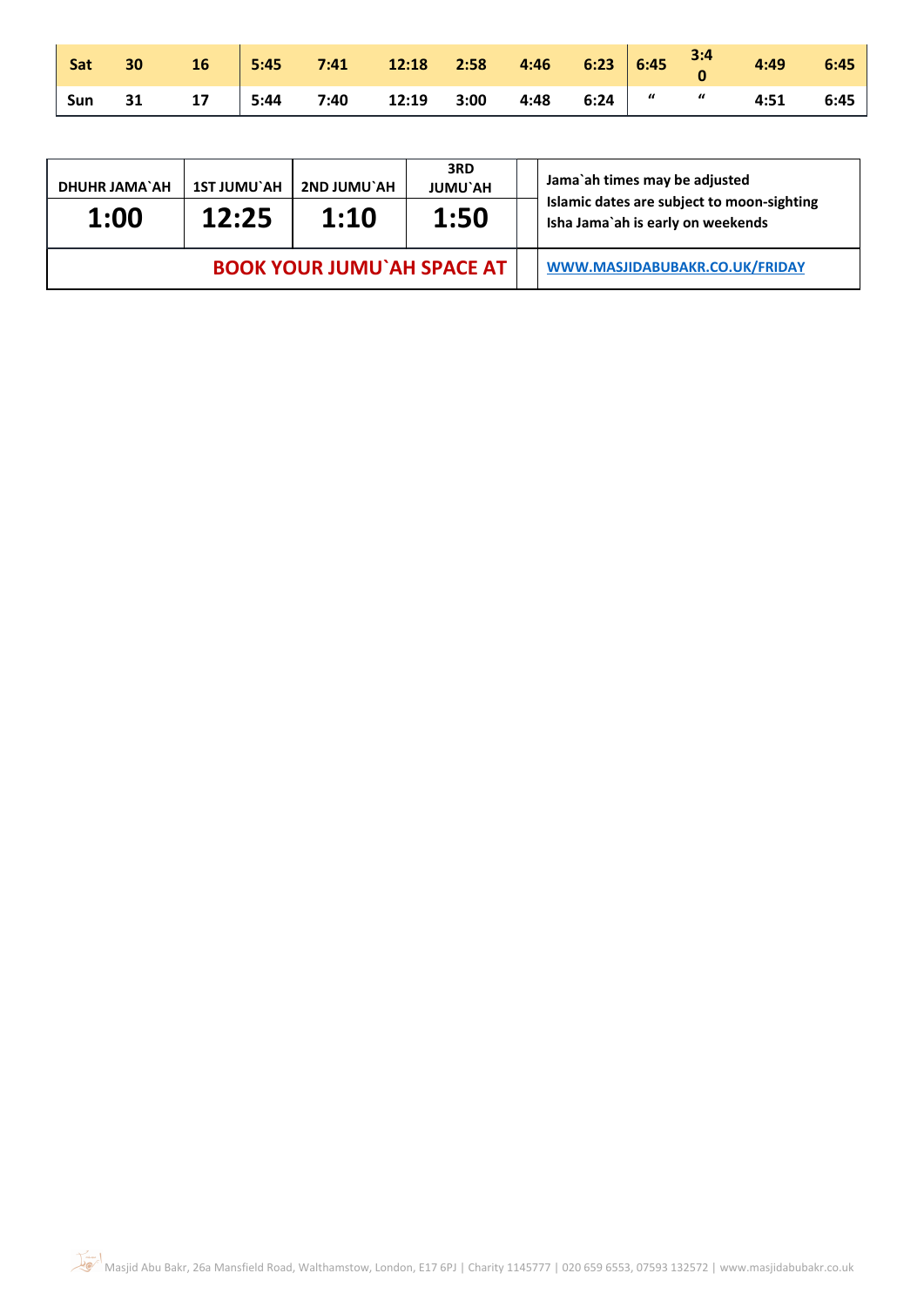| | | | | | | | | | | | | |
|---|---|---|---|---|---|---|---|---|---|---|---|---|
| Sat | 30 | 16 | 5:45 | 7:41 | 12:18 | 2:58 | 4:46 | 6:23 | 6:45 | 3:40 | 4:49 | 6:45 |
| Sun | 31 | 17 | 5:44 | 7:40 | 12:19 | 3:00 | 4:48 | 6:24 | " | " | 4:51 | 6:45 |

| DHUHR JAMA`AH | 1ST JUMU`AH | 2ND JUMU`AH | 3RD JUMU`AH | | Jama`ah times may be adjusted<br>Islamic dates are subject to moon-sighting<br>Isha Jama`ah is early on weekends |
|---|---|---|---|---|---|
| **1:00** | **12:25** | **1:10** | **1:50** | | |
| **BOOK YOUR JUMU`AH SPACE AT** | | | | | [WWW.MASJIDABUBAKR.CO.UK/FRIDAY](http://WWW.MASJIDABUBAKR.CO.UK/FRIDAY) |

Masjid Abu Bakr, 26a Mansfield Road, Walthamstow, London, E17 6PJ | Charity 1145777 | 020 659 6553, 07593 132572 | www.masjidabubakr.co.uk